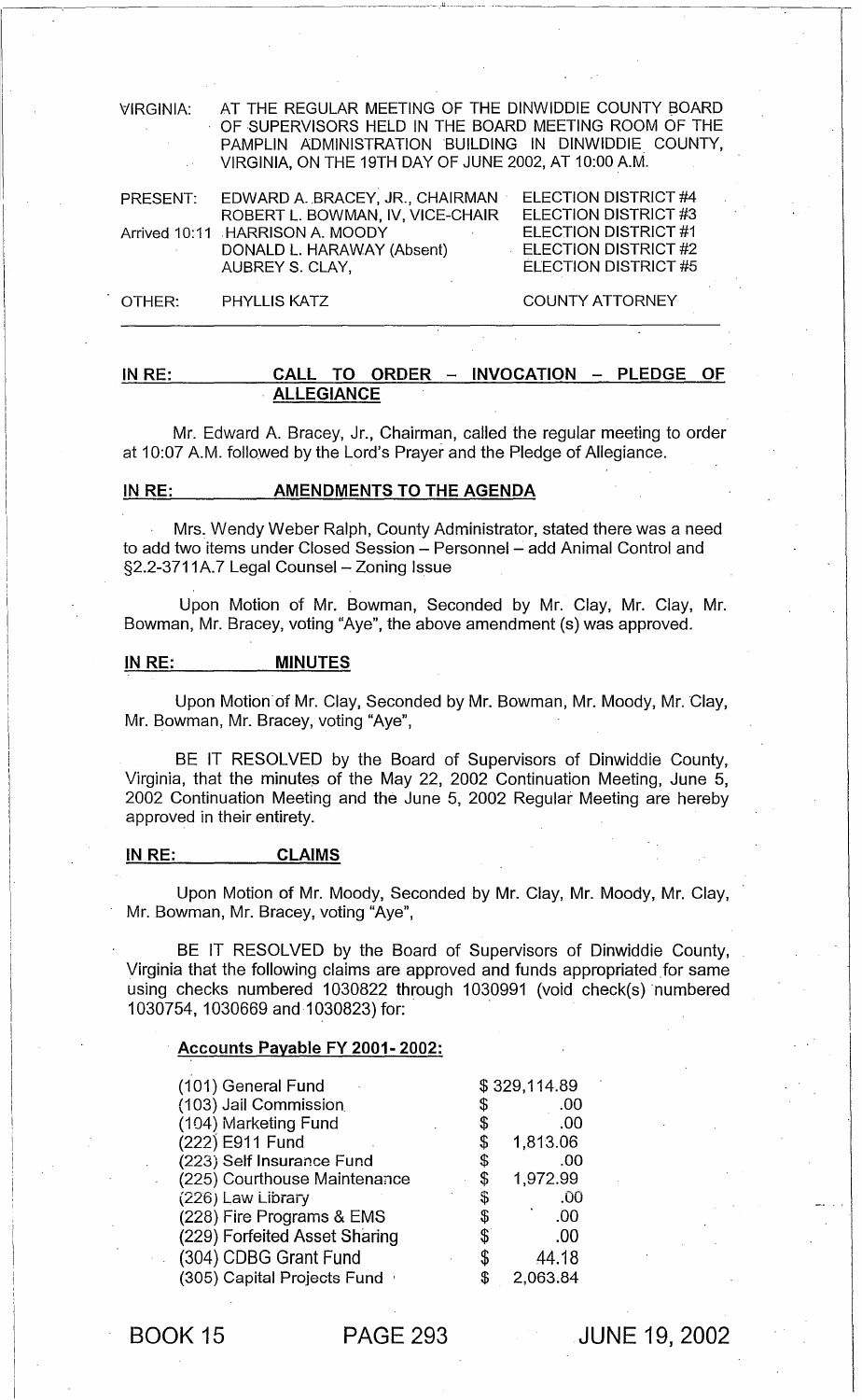VIRGINIA: AT THE REGULAR MEETING OF THE DINWIDDIE COUNTY BOARD OF SUPERVISORS HELD IN THE BOARD MEETING ROOM OF THE PAMPLIN ADMINISTRATION BUILDING IN DINWIDDIE COUNTY, VIRGINIA, ON THE 19TH DAY OF JUNE 2002, AT 10:00 A.M.

| | | |
|---|---|---|
| PRESENT: | EDWARD A. BRACEY, JR., CHAIRMAN | ELECTION DISTRICT #4 |
| | ROBERT L. BOWMAN, IV, VICE-CHAIR | ELECTION DISTRICT #3 |
| Arrived 10:11 | HARRISON A. MOODY | ELECTION DISTRICT #1 |
| | DONALD L. HARAWAY (Absent) | ELECTION DISTRICT #2 |
| | AUBREY S. CLAY, | ELECTION DISTRICT #5 |
| OTHER: | PHYLLIS KATZ | COUNTY ATTORNEY |

**IN RE: CALL TO ORDER – INVOCATION – PLEDGE OF ALLEGIANCE**

Mr. Edward A. Bracey, Jr., Chairman, called the regular meeting to order at 10:07 A.M. followed by the Lord's Prayer and the Pledge of Allegiance.

**IN RE: AMENDMENTS TO THE AGENDA**

Mrs. Wendy Weber Ralph, County Administrator, stated there was a need to add two items under Closed Session – Personnel – add Animal Control and §2.2-3711A.7 Legal Counsel – Zoning Issue

Upon Motion of Mr. Bowman, Seconded by Mr. Clay, Mr. Clay, Mr. Bowman, Mr. Bracey, voting "Aye", the above amendment (s) was approved.

**IN RE: MINUTES**

Upon Motion of Mr. Clay, Seconded by Mr. Bowman, Mr. Moody, Mr. Clay, Mr. Bowman, Mr. Bracey, voting "Aye",

BE IT RESOLVED by the Board of Supervisors of Dinwiddie County, Virginia, that the minutes of the May 22, 2002 Continuation Meeting, June 5, 2002 Continuation Meeting and the June 5, 2002 Regular Meeting are hereby approved in their entirety.

**IN RE: CLAIMS**

Upon Motion of Mr. Moody, Seconded by Mr. Clay, Mr. Moody, Mr. Clay, Mr. Bowman, Mr. Bracey, voting "Aye",

BE IT RESOLVED by the Board of Supervisors of Dinwiddie County, Virginia that the following claims are approved and funds appropriated for same using checks numbered 1030822 through 1030991 (void check(s) numbered 1030754, 1030669 and 1030823) for:

**Accounts Payable FY 2001- 2002:**

| | |
|---|---|
| (101) General Fund | $ 329,114.89 |
| (103) Jail Commission | $ .00 |
| (104) Marketing Fund | $ .00 |
| (222) E911 Fund | $ 1,813.06 |
| (223) Self Insurance Fund | $ .00 |
| (225) Courthouse Maintenance | $ 1,972.99 |
| (226) Law Library | $ .00 |
| (228) Fire Programs & EMS | $ .00 |
| (229) Forfeited Asset Sharing | $ .00 |
| (304) CDBG Grant Fund | $ 44.18 |
| (305) Capital Projects Fund | $ 2,063.84 |

BOOK 15 PAGE 293 JUNE 19, 2002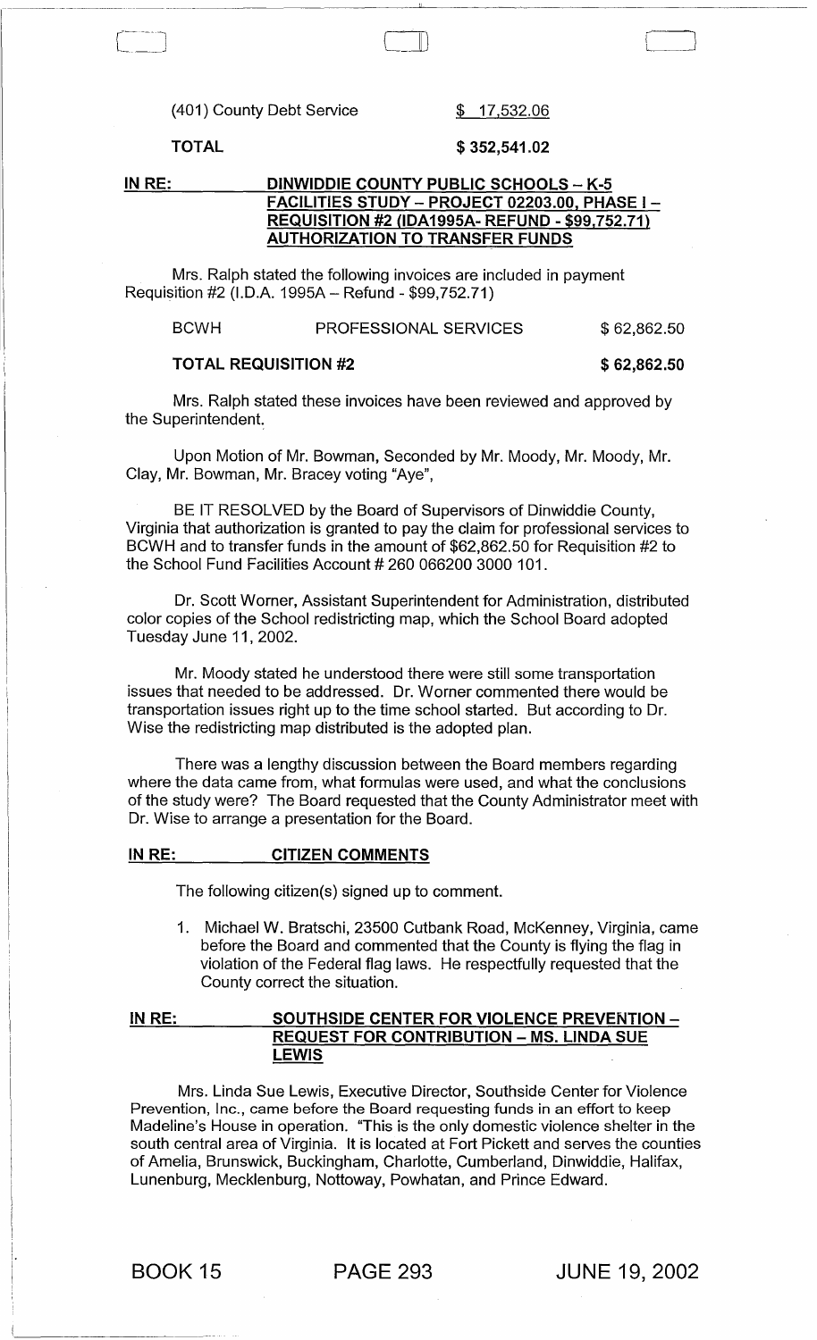| (401) County Debt Service | $ 17,532.06 |
|---|---|
| **TOTAL** | **$ 352,541.02** |

**IN RE: DINWIDDIE COUNTY PUBLIC SCHOOLS – K-5 FACILITIES STUDY – PROJECT 02203.00, PHASE I – REQUISITION #2 (IDA1995A- REFUND - $99,752.71) AUTHORIZATION TO TRANSFER FUNDS**

Mrs. Ralph stated the following invoices are included in payment Requisition #2 (I.D.A. 1995A – Refund - $99,752.71)

| BCWH | PROFESSIONAL SERVICES | $ 62,862.50 |
|---|---|---|
| **TOTAL REQUISITION #2** | | **$ 62,862.50** |

Mrs. Ralph stated these invoices have been reviewed and approved by the Superintendent.

Upon Motion of Mr. Bowman, Seconded by Mr. Moody, Mr. Moody, Mr. Clay, Mr. Bowman, Mr. Bracey voting "Aye",

BE IT RESOLVED by the Board of Supervisors of Dinwiddie County, Virginia that authorization is granted to pay the claim for professional services to BCWH and to transfer funds in the amount of $62,862.50 for Requisition #2 to the School Fund Facilities Account # 260 066200 3000 101.

Dr. Scott Worner, Assistant Superintendent for Administration, distributed color copies of the School redistricting map, which the School Board adopted Tuesday June 11, 2002.

Mr. Moody stated he understood there were still some transportation issues that needed to be addressed. Dr. Worner commented there would be transportation issues right up to the time school started. But according to Dr. Wise the redistricting map distributed is the adopted plan.

There was a lengthy discussion between the Board members regarding where the data came from, what formulas were used, and what the conclusions of the study were? The Board requested that the County Administrator meet with Dr. Wise to arrange a presentation for the Board.

**IN RE: CITIZEN COMMENTS**

The following citizen(s) signed up to comment.

1. Michael W. Bratschi, 23500 Cutbank Road, McKenney, Virginia, came before the Board and commented that the County is flying the flag in violation of the Federal flag laws. He respectfully requested that the County correct the situation.

**IN RE: SOUTHSIDE CENTER FOR VIOLENCE PREVENTION – REQUEST FOR CONTRIBUTION – MS. LINDA SUE LEWIS**

Mrs. Linda Sue Lewis, Executive Director, Southside Center for Violence Prevention, Inc., came before the Board requesting funds in an effort to keep Madeline's House in operation. "This is the only domestic violence shelter in the south central area of Virginia. It is located at Fort Pickett and serves the counties of Amelia, Brunswick, Buckingham, Charlotte, Cumberland, Dinwiddie, Halifax, Lunenburg, Mecklenburg, Nottoway, Powhatan, and Prince Edward.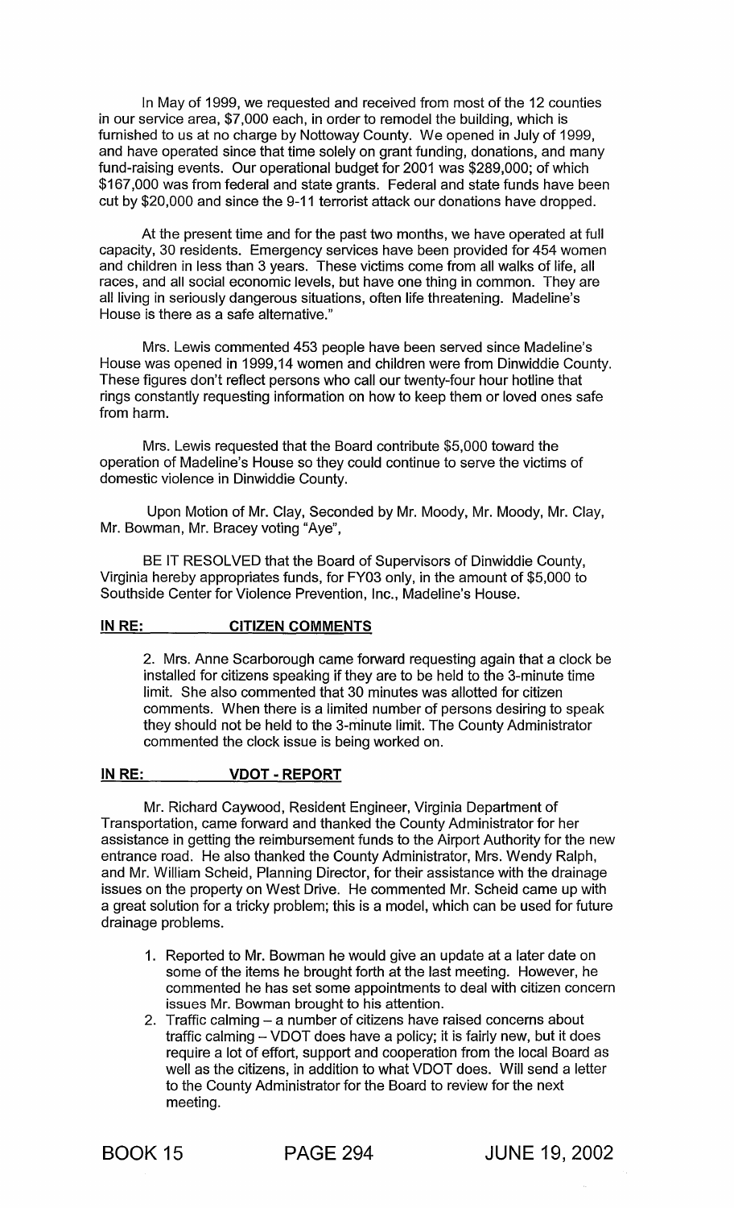In May of 1999, we requested and received from most of the 12 counties in our service area, $7,000 each, in order to remodel the building, which is furnished to us at no charge by Nottoway County. We opened in July of 1999, and have operated since that time solely on grant funding, donations, and many fund-raising events. Our operational budget for 2001 was $289,000; of which $167,000 was from federal and state grants. Federal and state funds have been cut by $20,000 and since the 9-11 terrorist attack our donations have dropped.

At the present time and for the past two months, we have operated at full capacity, 30 residents. Emergency services have been provided for 454 women and children in less than 3 years. These victims come from all walks of life, all races, and all social economic levels, but have one thing in common. They are all living in seriously dangerous situations, often life threatening. Madeline's House is there as a safe alternative."

Mrs. Lewis commented 453 people have been served since Madeline's House was opened in 1999,14 women and children were from Dinwiddie County. These figures don't reflect persons who call our twenty-four hour hotline that rings constantly requesting information on how to keep them or loved ones safe from harm.

Mrs. Lewis requested that the Board contribute $5,000 toward the operation of Madeline's House so they could continue to serve the victims of domestic violence in Dinwiddie County.

Upon Motion of Mr. Clay, Seconded by Mr. Moody, Mr. Moody, Mr. Clay, Mr. Bowman, Mr. Bracey voting "Aye",

BE IT RESOLVED that the Board of Supervisors of Dinwiddie County, Virginia hereby appropriates funds, for FY03 only, in the amount of $5,000 to Southside Center for Violence Prevention, Inc., Madeline's House.

**IN RE: CITIZEN COMMENTS**

2. Mrs. Anne Scarborough came forward requesting again that a clock be installed for citizens speaking if they are to be held to the 3-minute time limit. She also commented that 30 minutes was allotted for citizen comments. When there is a limited number of persons desiring to speak they should not be held to the 3-minute limit. The County Administrator commented the clock issue is being worked on.

**IN RE: VDOT - REPORT**

Mr. Richard Caywood, Resident Engineer, Virginia Department of Transportation, came forward and thanked the County Administrator for her assistance in getting the reimbursement funds to the Airport Authority for the new entrance road. He also thanked the County Administrator, Mrs. Wendy Ralph, and Mr. William Scheid, Planning Director, for their assistance with the drainage issues on the property on West Drive. He commented Mr. Scheid came up with a great solution for a tricky problem; this is a model, which can be used for future drainage problems.

1. Reported to Mr. Bowman he would give an update at a later date on some of the items he brought forth at the last meeting. However, he commented he has set some appointments to deal with citizen concern issues Mr. Bowman brought to his attention.
2. Traffic calming – a number of citizens have raised concerns about traffic calming – VDOT does have a policy; it is fairly new, but it does require a lot of effort, support and cooperation from the local Board as well as the citizens, in addition to what VDOT does. Will send a letter to the County Administrator for the Board to review for the next meeting.

BOOK 15 PAGE 294 JUNE 19, 2002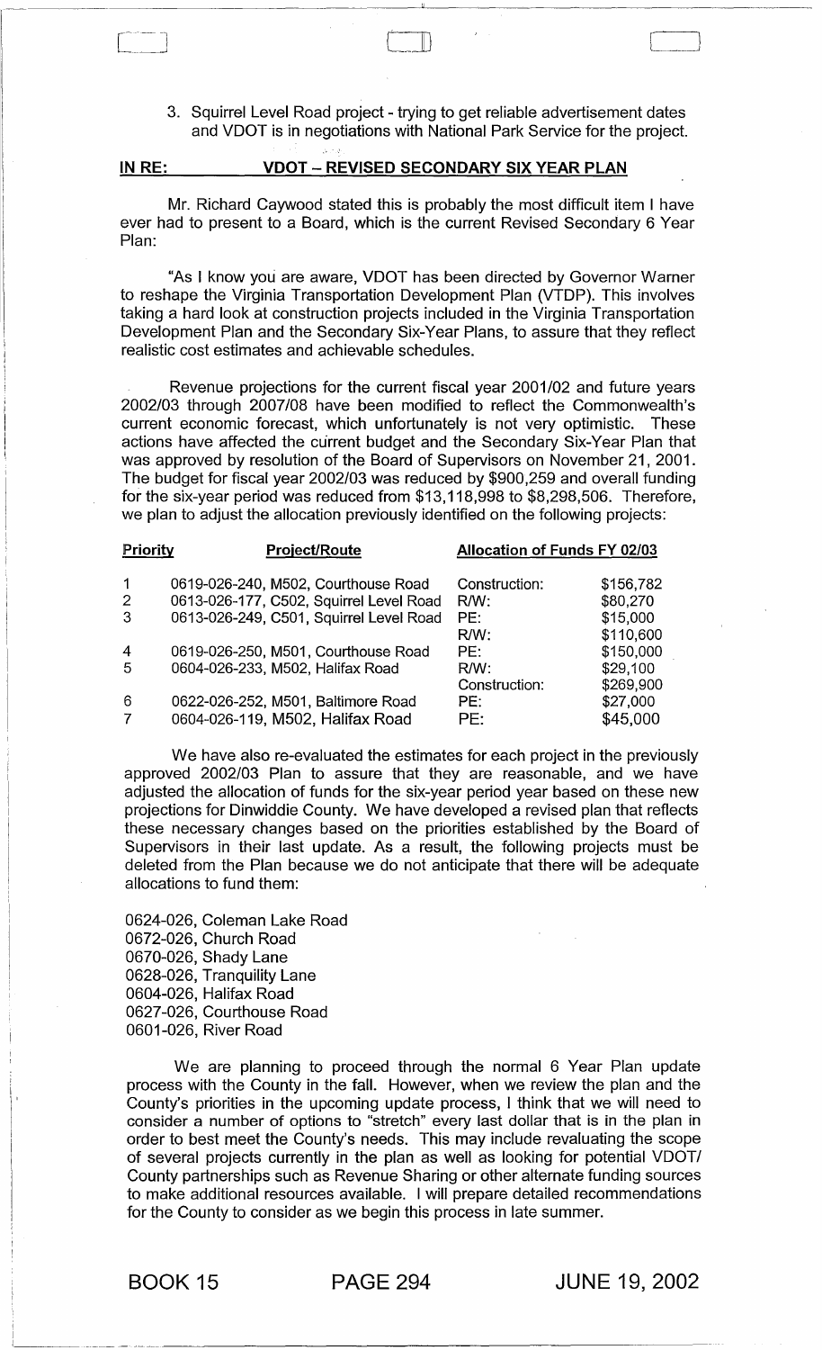3. Squirrel Level Road project - trying to get reliable advertisement dates and VDOT is in negotiations with National Park Service for the project.

**IN RE: VDOT – REVISED SECONDARY SIX YEAR PLAN**

Mr. Richard Caywood stated this is probably the most difficult item I have ever had to present to a Board, which is the current Revised Secondary 6 Year Plan:

"As I know you are aware, VDOT has been directed by Governor Warner to reshape the Virginia Transportation Development Plan (VTDP). This involves taking a hard look at construction projects included in the Virginia Transportation Development Plan and the Secondary Six-Year Plans, to assure that they reflect realistic cost estimates and achievable schedules.

Revenue projections for the current fiscal year 2001/02 and future years 2002/03 through 2007/08 have been modified to reflect the Commonwealth's current economic forecast, which unfortunately is not very optimistic. These actions have affected the current budget and the Secondary Six-Year Plan that was approved by resolution of the Board of Supervisors on November 21, 2001. The budget for fiscal year 2002/03 was reduced by $900,259 and overall funding for the six-year period was reduced from $13,118,998 to $8,298,506. Therefore, we plan to adjust the allocation previously identified on the following projects:

| Priority | Project/Route | Allocation of Funds FY 02/03 | |
|---|---|---|---|
| 1 | 0619-026-240, M502, Courthouse Road | Construction: | $156,782 |
| 2 | 0613-026-177, C502, Squirrel Level Road | R/W: | $80,270 |
| 3 | 0613-026-249, C501, Squirrel Level Road | PE: | $15,000 |
| | | R/W: | $110,600 |
| 4 | 0619-026-250, M501, Courthouse Road | PE: | $150,000 |
| 5 | 0604-026-233, M502, Halifax Road | R/W: | $29,100 |
| | | Construction: | $269,900 |
| 6 | 0622-026-252, M501, Baltimore Road | PE: | $27,000 |
| 7 | 0604-026-119, M502, Halifax Road | PE: | $45,000 |

We have also re-evaluated the estimates for each project in the previously approved 2002/03 Plan to assure that they are reasonable, and we have adjusted the allocation of funds for the six-year period year based on these new projections for Dinwiddie County. We have developed a revised plan that reflects these necessary changes based on the priorities established by the Board of Supervisors in their last update. As a result, the following projects must be deleted from the Plan because we do not anticipate that there will be adequate allocations to fund them:

0624-026, Coleman Lake Road
0672-026, Church Road
0670-026, Shady Lane
0628-026, Tranquility Lane
0604-026, Halifax Road
0627-026, Courthouse Road
0601-026, River Road

We are planning to proceed through the normal 6 Year Plan update process with the County in the fall. However, when we review the plan and the County's priorities in the upcoming update process, I think that we will need to consider a number of options to "stretch" every last dollar that is in the plan in order to best meet the County's needs. This may include revaluating the scope of several projects currently in the plan as well as looking for potential VDOT/ County partnerships such as Revenue Sharing or other alternate funding sources to make additional resources available. I will prepare detailed recommendations for the County to consider as we begin this process in late summer.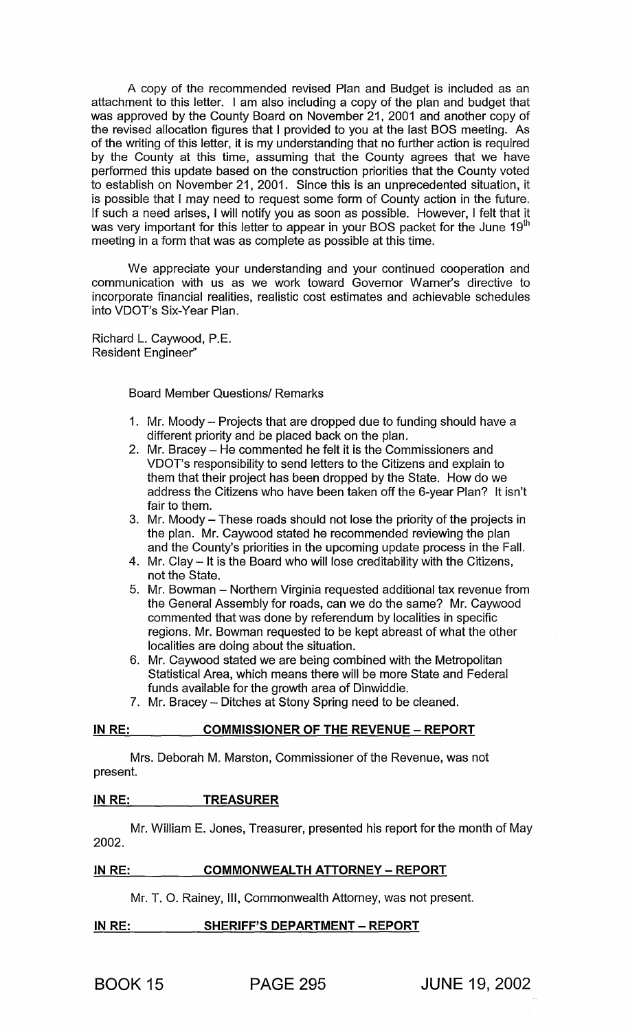A copy of the recommended revised Plan and Budget is included as an attachment to this letter. I am also including a copy of the plan and budget that was approved by the County Board on November 21, 2001 and another copy of the revised allocation figures that I provided to you at the last BOS meeting. As of the writing of this letter, it is my understanding that no further action is required by the County at this time, assuming that the County agrees that we have performed this update based on the construction priorities that the County voted to establish on November 21, 2001. Since this is an unprecedented situation, it is possible that I may need to request some form of County action in the future. If such a need arises, I will notify you as soon as possible. However, I felt that it was very important for this letter to appear in your BOS packet for the June 19th meeting in a form that was as complete as possible at this time.

We appreciate your understanding and your continued cooperation and communication with us as we work toward Governor Warner's directive to incorporate financial realities, realistic cost estimates and achievable schedules into VDOT's Six-Year Plan.

Richard L. Caywood, P.E.
Resident Engineer"

Board Member Questions/ Remarks

1. Mr. Moody – Projects that are dropped due to funding should have a different priority and be placed back on the plan.
2. Mr. Bracey – He commented he felt it is the Commissioners and VDOT's responsibility to send letters to the Citizens and explain to them that their project has been dropped by the State. How do we address the Citizens who have been taken off the 6-year Plan? It isn't fair to them.
3. Mr. Moody – These roads should not lose the priority of the projects in the plan. Mr. Caywood stated he recommended reviewing the plan and the County's priorities in the upcoming update process in the Fall.
4. Mr. Clay – It is the Board who will lose creditability with the Citizens, not the State.
5. Mr. Bowman – Northern Virginia requested additional tax revenue from the General Assembly for roads, can we do the same? Mr. Caywood commented that was done by referendum by localities in specific regions. Mr. Bowman requested to be kept abreast of what the other localities are doing about the situation.
6. Mr. Caywood stated we are being combined with the Metropolitan Statistical Area, which means there will be more State and Federal funds available for the growth area of Dinwiddie.
7. Mr. Bracey – Ditches at Stony Spring need to be cleaned.

**IN RE: COMMISSIONER OF THE REVENUE – REPORT**

Mrs. Deborah M. Marston, Commissioner of the Revenue, was not present.

**IN RE: TREASURER**

Mr. William E. Jones, Treasurer, presented his report for the month of May 2002.

**IN RE: COMMONWEALTH ATTORNEY – REPORT**

Mr. T. O. Rainey, III, Commonwealth Attorney, was not present.

**IN RE: SHERIFF'S DEPARTMENT – REPORT**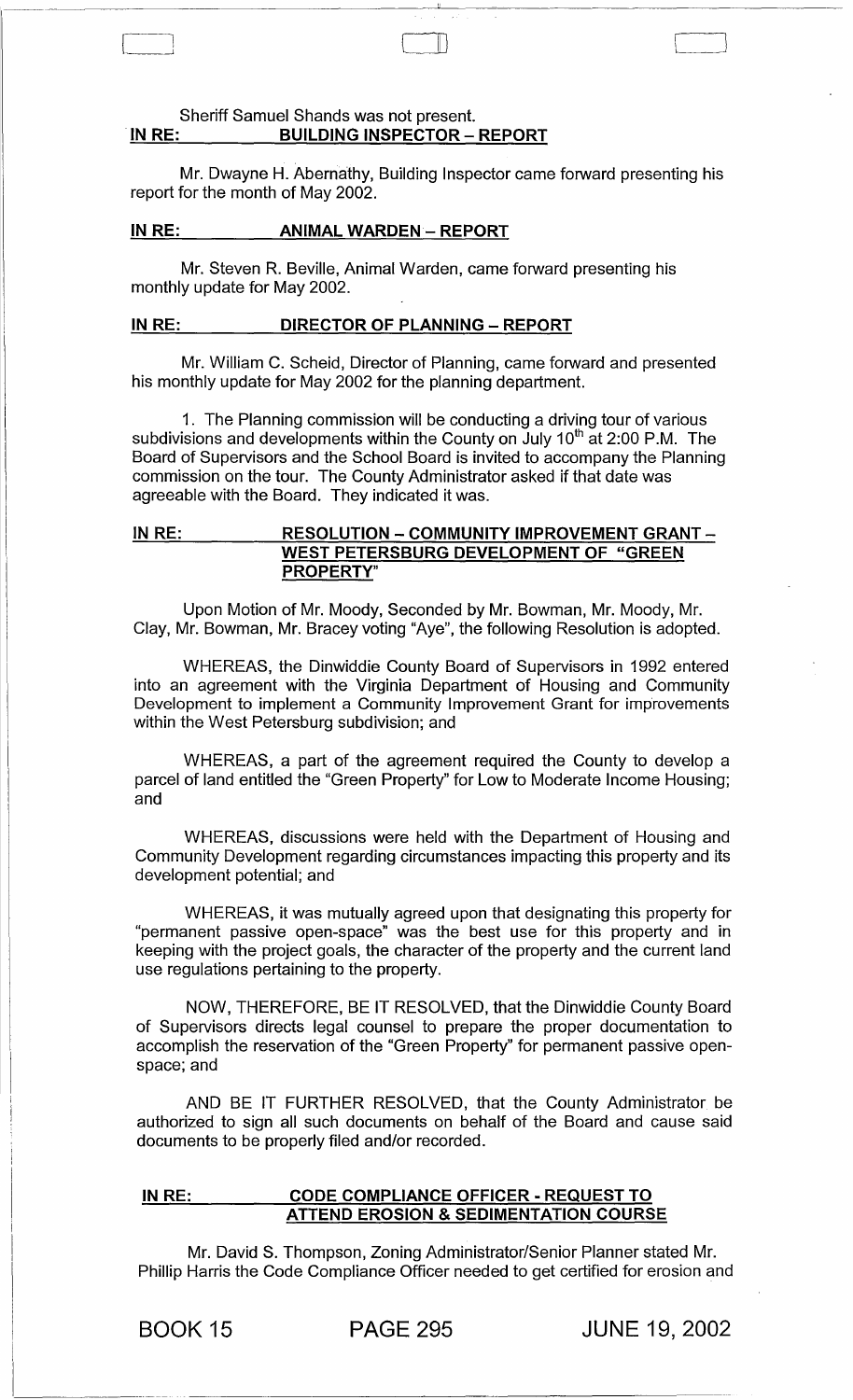Sheriff Samuel Shands was not present.

**IN RE: BUILDING INSPECTOR – REPORT**

Mr. Dwayne H. Abernathy, Building Inspector came forward presenting his report for the month of May 2002.

**IN RE: ANIMAL WARDEN – REPORT**

Mr. Steven R. Beville, Animal Warden, came forward presenting his monthly update for May 2002.

**IN RE: DIRECTOR OF PLANNING – REPORT**

Mr. William C. Scheid, Director of Planning, came forward and presented his monthly update for May 2002 for the planning department.

1. The Planning commission will be conducting a driving tour of various subdivisions and developments within the County on July 10th at 2:00 P.M. The Board of Supervisors and the School Board is invited to accompany the Planning commission on the tour. The County Administrator asked if that date was agreeable with the Board. They indicated it was.

**IN RE: RESOLUTION – COMMUNITY IMPROVEMENT GRANT – WEST PETERSBURG DEVELOPMENT OF "GREEN PROPERTY"**

Upon Motion of Mr. Moody, Seconded by Mr. Bowman, Mr. Moody, Mr. Clay, Mr. Bowman, Mr. Bracey voting "Aye", the following Resolution is adopted.

WHEREAS, the Dinwiddie County Board of Supervisors in 1992 entered into an agreement with the Virginia Department of Housing and Community Development to implement a Community Improvement Grant for improvements within the West Petersburg subdivision; and

WHEREAS, a part of the agreement required the County to develop a parcel of land entitled the "Green Property" for Low to Moderate Income Housing; and

WHEREAS, discussions were held with the Department of Housing and Community Development regarding circumstances impacting this property and its development potential; and

WHEREAS, it was mutually agreed upon that designating this property for "permanent passive open-space" was the best use for this property and in keeping with the project goals, the character of the property and the current land use regulations pertaining to the property.

NOW, THEREFORE, BE IT RESOLVED, that the Dinwiddie County Board of Supervisors directs legal counsel to prepare the proper documentation to accomplish the reservation of the "Green Property" for permanent passive open-space; and

AND BE IT FURTHER RESOLVED, that the County Administrator be authorized to sign all such documents on behalf of the Board and cause said documents to be properly filed and/or recorded.

**IN RE: CODE COMPLIANCE OFFICER - REQUEST TO ATTEND EROSION & SEDIMENTATION COURSE**

Mr. David S. Thompson, Zoning Administrator/Senior Planner stated Mr. Phillip Harris the Code Compliance Officer needed to get certified for erosion and

BOOK 15 PAGE 295 JUNE 19, 2002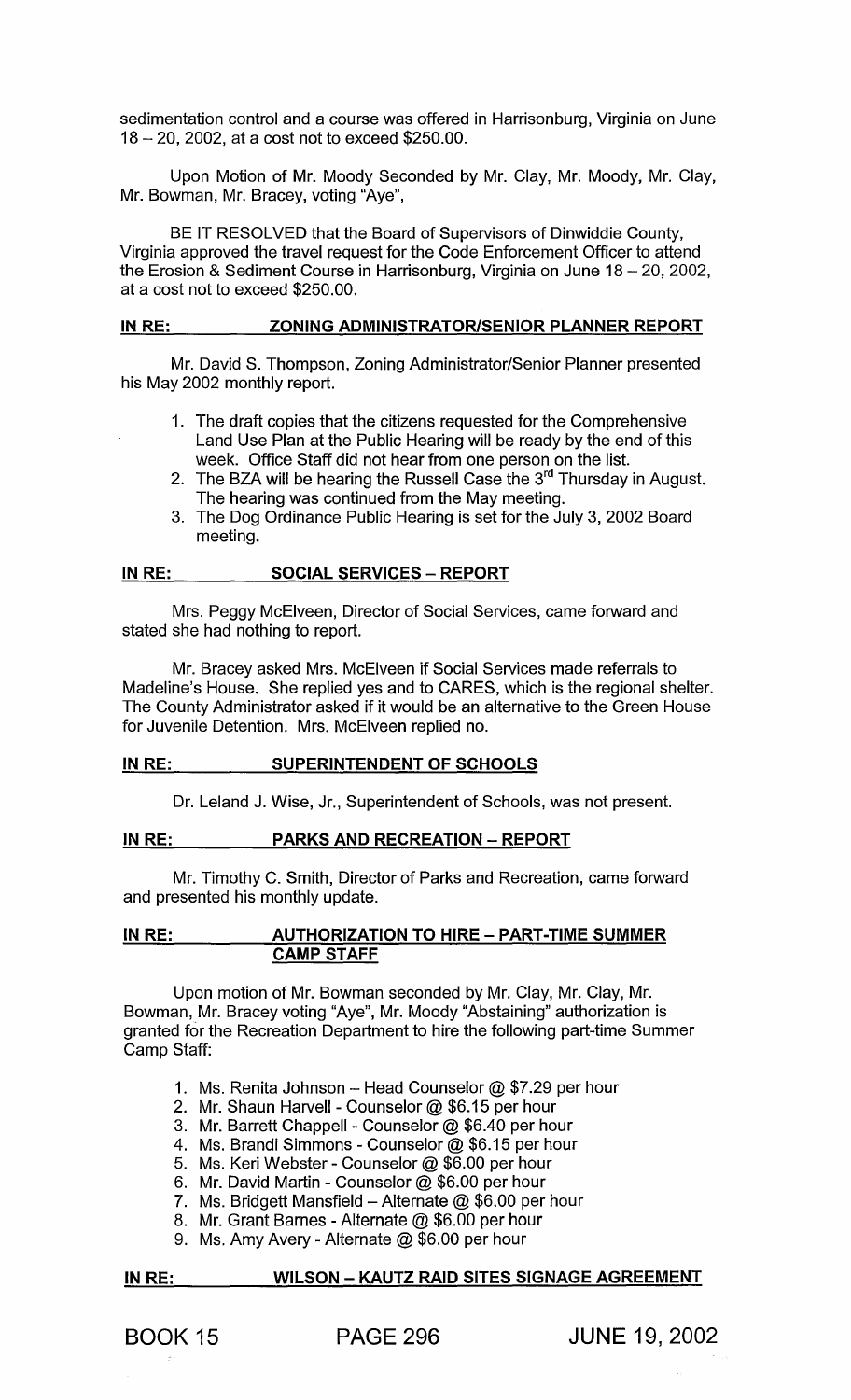sedimentation control and a course was offered in Harrisonburg, Virginia on June 18 – 20, 2002, at a cost not to exceed $250.00.

Upon Motion of Mr. Moody Seconded by Mr. Clay, Mr. Moody, Mr. Clay, Mr. Bowman, Mr. Bracey, voting "Aye",

BE IT RESOLVED that the Board of Supervisors of Dinwiddie County, Virginia approved the travel request for the Code Enforcement Officer to attend the Erosion & Sediment Course in Harrisonburg, Virginia on June 18 – 20, 2002, at a cost not to exceed $250.00.

**IN RE: ZONING ADMINISTRATOR/SENIOR PLANNER REPORT**

Mr. David S. Thompson, Zoning Administrator/Senior Planner presented his May 2002 monthly report.

1. The draft copies that the citizens requested for the Comprehensive Land Use Plan at the Public Hearing will be ready by the end of this week. Office Staff did not hear from one person on the list.
2. The BZA will be hearing the Russell Case the 3rd Thursday in August. The hearing was continued from the May meeting.
3. The Dog Ordinance Public Hearing is set for the July 3, 2002 Board meeting.

**IN RE: SOCIAL SERVICES – REPORT**

Mrs. Peggy McElveen, Director of Social Services, came forward and stated she had nothing to report.

Mr. Bracey asked Mrs. McElveen if Social Services made referrals to Madeline's House. She replied yes and to CARES, which is the regional shelter. The County Administrator asked if it would be an alternative to the Green House for Juvenile Detention. Mrs. McElveen replied no.

**IN RE: SUPERINTENDENT OF SCHOOLS**

Dr. Leland J. Wise, Jr., Superintendent of Schools, was not present.

**IN RE: PARKS AND RECREATION – REPORT**

Mr. Timothy C. Smith, Director of Parks and Recreation, came forward and presented his monthly update.

**IN RE: AUTHORIZATION TO HIRE – PART-TIME SUMMER CAMP STAFF**

Upon motion of Mr. Bowman seconded by Mr. Clay, Mr. Clay, Mr. Bowman, Mr. Bracey voting "Aye", Mr. Moody "Abstaining" authorization is granted for the Recreation Department to hire the following part-time Summer Camp Staff:

1. Ms. Renita Johnson – Head Counselor @ $7.29 per hour
2. Mr. Shaun Harvell - Counselor @ $6.15 per hour
3. Mr. Barrett Chappell - Counselor @ $6.40 per hour
4. Ms. Brandi Simmons - Counselor @ $6.15 per hour
5. Ms. Keri Webster - Counselor @ $6.00 per hour
6. Mr. David Martin - Counselor @ $6.00 per hour
7. Ms. Bridgett Mansfield – Alternate @ $6.00 per hour
8. Mr. Grant Barnes - Alternate @ $6.00 per hour
9. Ms. Amy Avery - Alternate @ $6.00 per hour

**IN RE: WILSON – KAUTZ RAID SITES SIGNAGE AGREEMENT**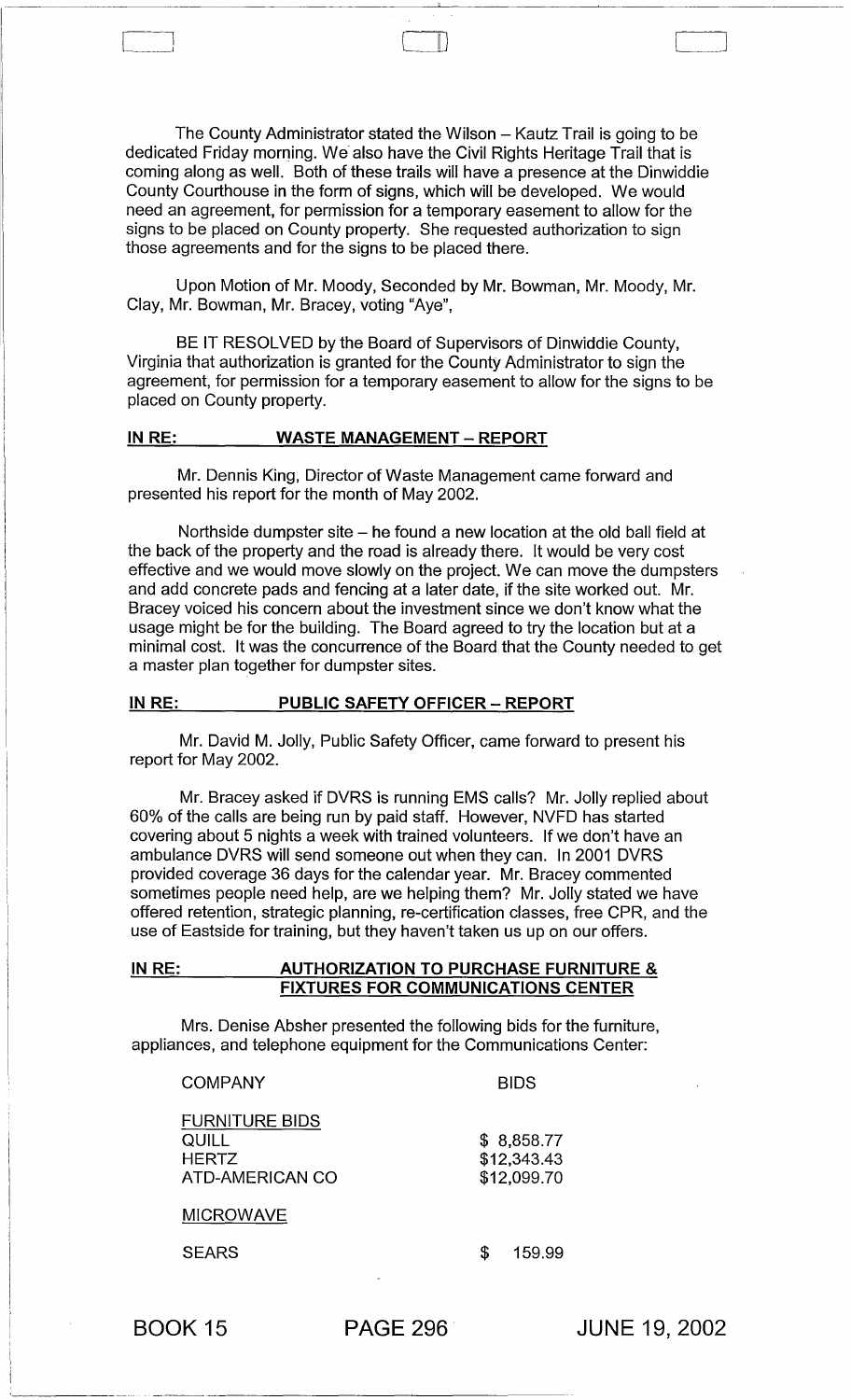The County Administrator stated the Wilson – Kautz Trail is going to be dedicated Friday morning. We also have the Civil Rights Heritage Trail that is coming along as well. Both of these trails will have a presence at the Dinwiddie County Courthouse in the form of signs, which will be developed. We would need an agreement, for permission for a temporary easement to allow for the signs to be placed on County property. She requested authorization to sign those agreements and for the signs to be placed there.

Upon Motion of Mr. Moody, Seconded by Mr. Bowman, Mr. Moody, Mr. Clay, Mr. Bowman, Mr. Bracey, voting "Aye",

BE IT RESOLVED by the Board of Supervisors of Dinwiddie County, Virginia that authorization is granted for the County Administrator to sign the agreement, for permission for a temporary easement to allow for the signs to be placed on County property.

**IN RE: WASTE MANAGEMENT – REPORT**

Mr. Dennis King, Director of Waste Management came forward and presented his report for the month of May 2002.

Northside dumpster site – he found a new location at the old ball field at the back of the property and the road is already there. It would be very cost effective and we would move slowly on the project. We can move the dumpsters and add concrete pads and fencing at a later date, if the site worked out. Mr. Bracey voiced his concern about the investment since we don't know what the usage might be for the building. The Board agreed to try the location but at a minimal cost. It was the concurrence of the Board that the County needed to get a master plan together for dumpster sites.

**IN RE: PUBLIC SAFETY OFFICER – REPORT**

Mr. David M. Jolly, Public Safety Officer, came forward to present his report for May 2002.

Mr. Bracey asked if DVRS is running EMS calls? Mr. Jolly replied about 60% of the calls are being run by paid staff. However, NVFD has started covering about 5 nights a week with trained volunteers. If we don't have an ambulance DVRS will send someone out when they can. In 2001 DVRS provided coverage 36 days for the calendar year. Mr. Bracey commented sometimes people need help, are we helping them? Mr. Jolly stated we have offered retention, strategic planning, re-certification classes, free CPR, and the use of Eastside for training, but they haven't taken us up on our offers.

**IN RE: AUTHORIZATION TO PURCHASE FURNITURE & FIXTURES FOR COMMUNICATIONS CENTER**

Mrs. Denise Absher presented the following bids for the furniture, appliances, and telephone equipment for the Communications Center:

| COMPANY | BIDS |
|---|---|
| FURNITURE BIDS | |
| QUILL | $ 8,858.77 |
| HERTZ | $12,343.43 |
| ATD-AMERICAN CO | $12,099.70 |
| MICROWAVE | |
| SEARS | $ 159.99 |

BOOK 15 PAGE 296 JUNE 19, 2002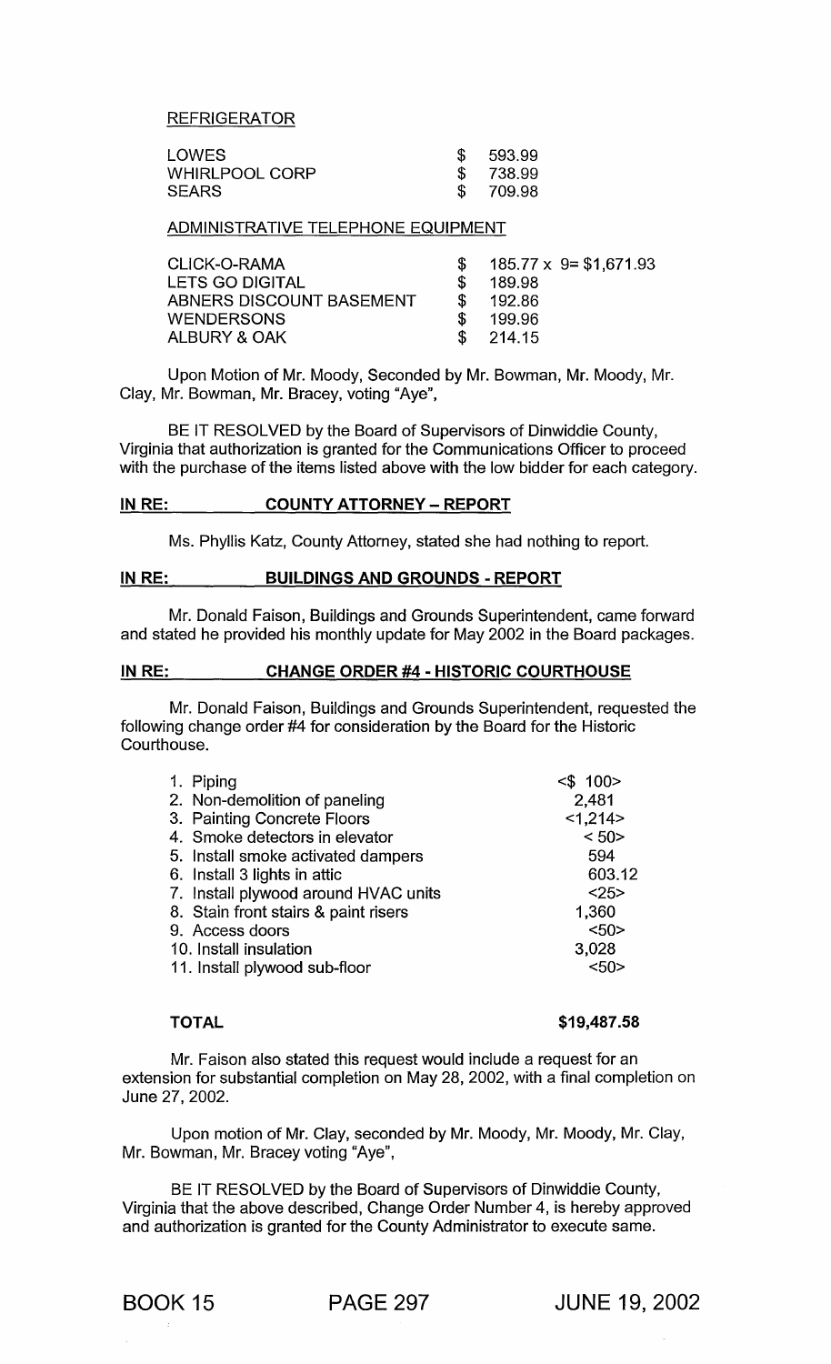REFRIGERATOR

| | |
|---|---|
| LOWES | $ 593.99 |
| WHIRLPOOL CORP | $ 738.99 |
| SEARS | $ 709.98 |

ADMINISTRATIVE TELEPHONE EQUIPMENT

| | |
|---|---|
| CLICK-O-RAMA | $ 185.77 x 9= $1,671.93 |
| LETS GO DIGITAL | $ 189.98 |
| ABNERS DISCOUNT BASEMENT | $ 192.86 |
| WENDERSONS | $ 199.96 |
| ALBURY & OAK | $ 214.15 |

Upon Motion of Mr. Moody, Seconded by Mr. Bowman, Mr. Moody, Mr. Clay, Mr. Bowman, Mr. Bracey, voting "Aye",

BE IT RESOLVED by the Board of Supervisors of Dinwiddie County, Virginia that authorization is granted for the Communications Officer to proceed with the purchase of the items listed above with the low bidder for each category.

**IN RE: COUNTY ATTORNEY - REPORT**

Ms. Phyllis Katz, County Attorney, stated she had nothing to report.

**IN RE: BUILDINGS AND GROUNDS - REPORT**

Mr. Donald Faison, Buildings and Grounds Superintendent, came forward and stated he provided his monthly update for May 2002 in the Board packages.

**IN RE: CHANGE ORDER #4 - HISTORIC COURTHOUSE**

Mr. Donald Faison, Buildings and Grounds Superintendent, requested the following change order #4 for consideration by the Board for the Historic Courthouse.

| | |
|---|---|
| 1. Piping | <$ 100> |
| 2. Non-demolition of paneling | 2,481 |
| 3. Painting Concrete Floors | <1,214> |
| 4. Smoke detectors in elevator | < 50> |
| 5. Install smoke activated dampers | 594 |
| 6. Install 3 lights in attic | 603.12 |
| 7. Install plywood around HVAC units | <25> |
| 8. Stain front stairs & paint risers | 1,360 |
| 9. Access doors | <50> |
| 10. Install insulation | 3,028 |
| 11. Install plywood sub-floor | <50> |

**TOTAL** **$19,487.58**

Mr. Faison also stated this request would include a request for an extension for substantial completion on May 28, 2002, with a final completion on June 27, 2002.

Upon motion of Mr. Clay, seconded by Mr. Moody, Mr. Moody, Mr. Clay, Mr. Bowman, Mr. Bracey voting "Aye",

BE IT RESOLVED by the Board of Supervisors of Dinwiddie County, Virginia that the above described, Change Order Number 4, is hereby approved and authorization is granted for the County Administrator to execute same.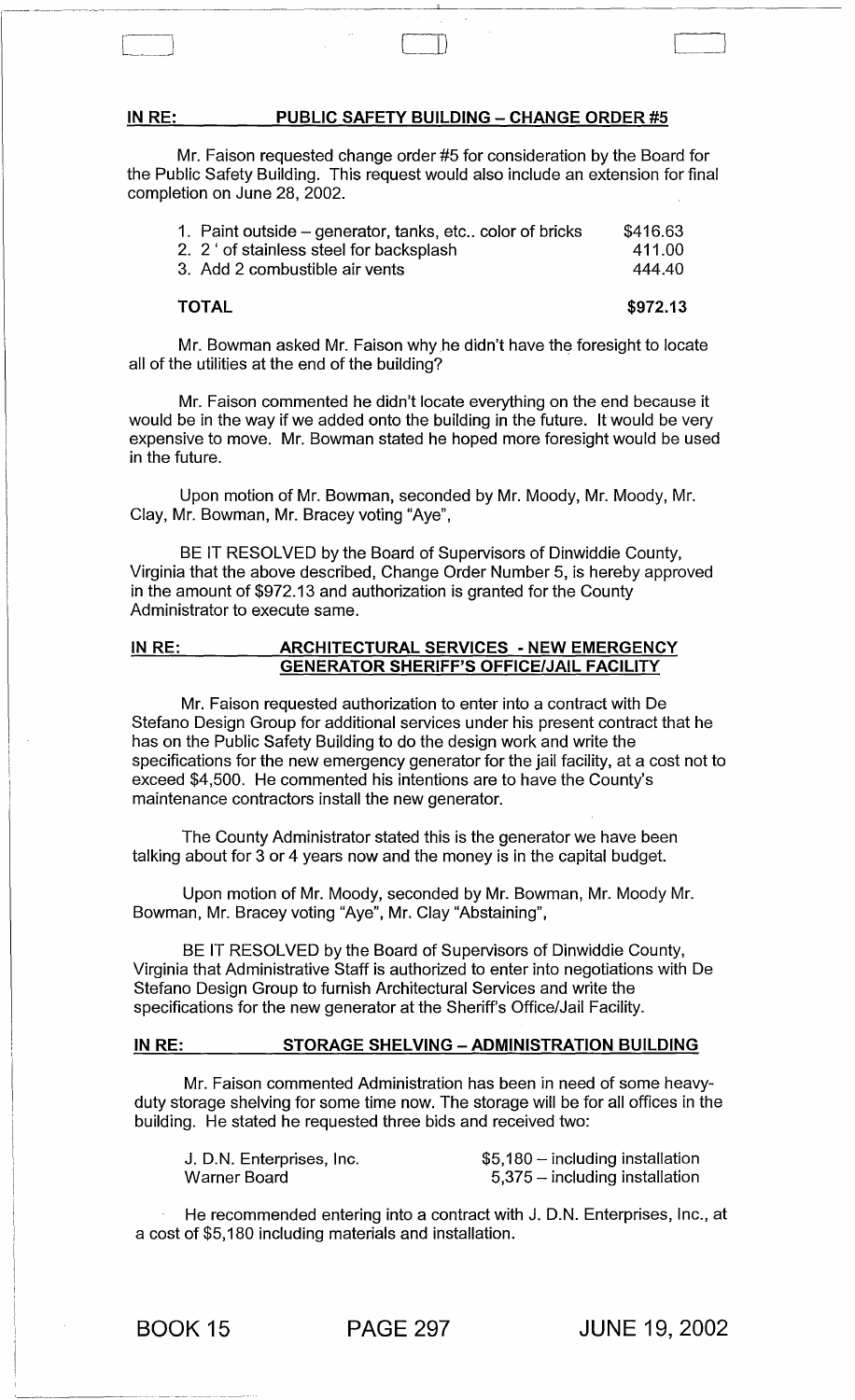**IN RE: PUBLIC SAFETY BUILDING – CHANGE ORDER #5**

Mr. Faison requested change order #5 for consideration by the Board for the Public Safety Building. This request would also include an extension for final completion on June 28, 2002.

| | |
|---|---|
| 1. Paint outside – generator, tanks, etc.. color of bricks | $416.63 |
| 2. 2 ' of stainless steel for backsplash | 411.00 |
| 3. Add 2 combustible air vents | 444.40 |
| **TOTAL** | **$972.13** |

Mr. Bowman asked Mr. Faison why he didn't have the foresight to locate all of the utilities at the end of the building?

Mr. Faison commented he didn't locate everything on the end because it would be in the way if we added onto the building in the future. It would be very expensive to move. Mr. Bowman stated he hoped more foresight would be used in the future.

Upon motion of Mr. Bowman, seconded by Mr. Moody, Mr. Moody, Mr. Clay, Mr. Bowman, Mr. Bracey voting "Aye",

BE IT RESOLVED by the Board of Supervisors of Dinwiddie County, Virginia that the above described, Change Order Number 5, is hereby approved in the amount of $972.13 and authorization is granted for the County Administrator to execute same.

**IN RE: ARCHITECTURAL SERVICES - NEW EMERGENCY GENERATOR SHERIFF'S OFFICE/JAIL FACILITY**

Mr. Faison requested authorization to enter into a contract with De Stefano Design Group for additional services under his present contract that he has on the Public Safety Building to do the design work and write the specifications for the new emergency generator for the jail facility, at a cost not to exceed $4,500. He commented his intentions are to have the County's maintenance contractors install the new generator.

The County Administrator stated this is the generator we have been talking about for 3 or 4 years now and the money is in the capital budget.

Upon motion of Mr. Moody, seconded by Mr. Bowman, Mr. Moody Mr. Bowman, Mr. Bracey voting "Aye", Mr. Clay "Abstaining",

BE IT RESOLVED by the Board of Supervisors of Dinwiddie County, Virginia that Administrative Staff is authorized to enter into negotiations with De Stefano Design Group to furnish Architectural Services and write the specifications for the new generator at the Sheriff's Office/Jail Facility.

**IN RE: STORAGE SHELVING – ADMINISTRATION BUILDING**

Mr. Faison commented Administration has been in need of some heavy-duty storage shelving for some time now. The storage will be for all offices in the building. He stated he requested three bids and received two:

| | |
|---|---|
| J. D.N. Enterprises, Inc. | $5,180 – including installation |
| Warner Board | 5,375 – including installation |

He recommended entering into a contract with J. D.N. Enterprises, Inc., at a cost of $5,180 including materials and installation.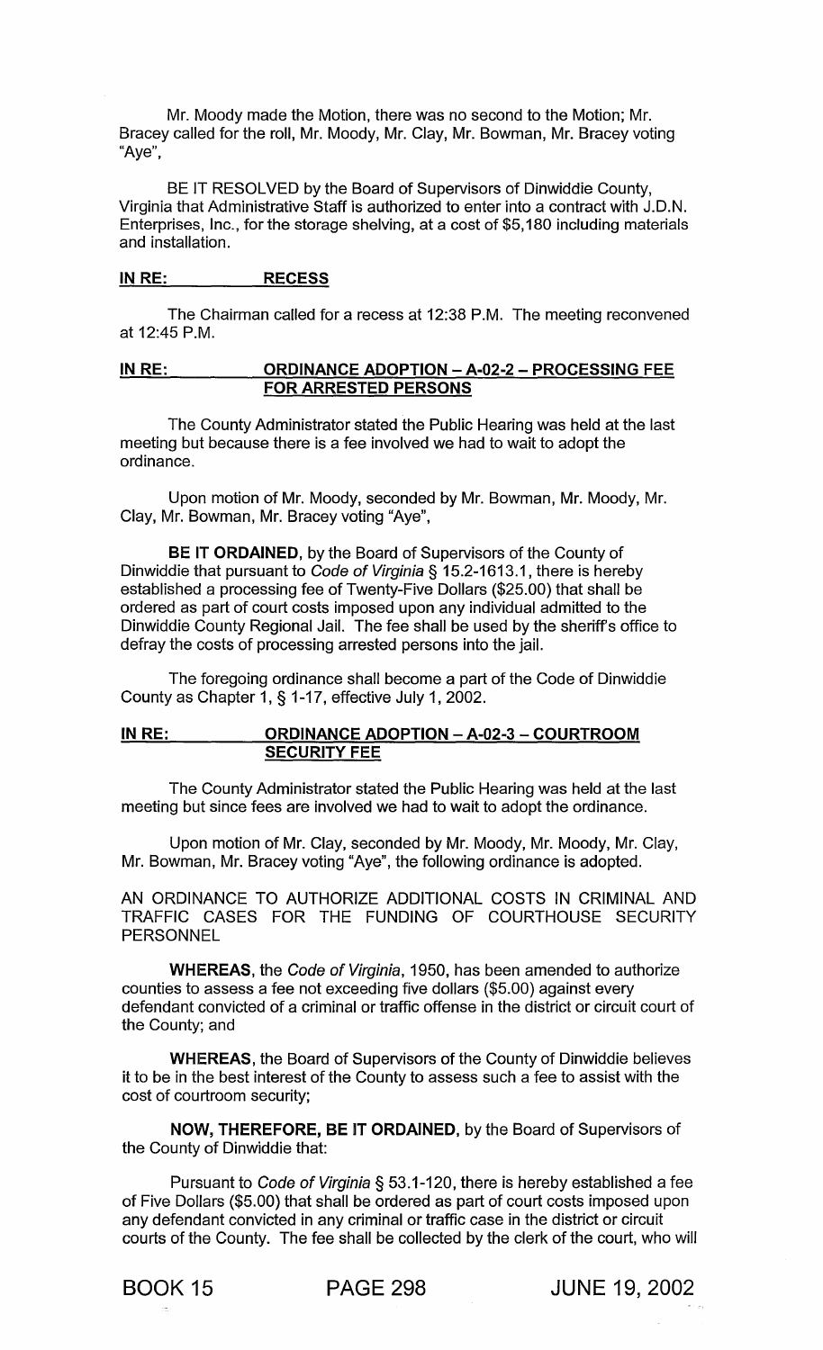Mr. Moody made the Motion, there was no second to the Motion; Mr. Bracey called for the roll, Mr. Moody, Mr. Clay, Mr. Bowman, Mr. Bracey voting "Aye",

BE IT RESOLVED by the Board of Supervisors of Dinwiddie County, Virginia that Administrative Staff is authorized to enter into a contract with J.D.N. Enterprises, Inc., for the storage shelving, at a cost of $5,180 including materials and installation.

**IN RE: RECESS**

The Chairman called for a recess at 12:38 P.M. The meeting reconvened at 12:45 P.M.

**IN RE: ORDINANCE ADOPTION – A-02-2 – PROCESSING FEE FOR ARRESTED PERSONS**

The County Administrator stated the Public Hearing was held at the last meeting but because there is a fee involved we had to wait to adopt the ordinance.

Upon motion of Mr. Moody, seconded by Mr. Bowman, Mr. Moody, Mr. Clay, Mr. Bowman, Mr. Bracey voting "Aye",

**BE IT ORDAINED**, by the Board of Supervisors of the County of Dinwiddie that pursuant to *Code of Virginia* § 15.2-1613.1, there is hereby established a processing fee of Twenty-Five Dollars ($25.00) that shall be ordered as part of court costs imposed upon any individual admitted to the Dinwiddie County Regional Jail. The fee shall be used by the sheriff's office to defray the costs of processing arrested persons into the jail.

The foregoing ordinance shall become a part of the Code of Dinwiddie County as Chapter 1, § 1-17, effective July 1, 2002.

**IN RE: ORDINANCE ADOPTION – A-02-3 – COURTROOM SECURITY FEE**

The County Administrator stated the Public Hearing was held at the last meeting but since fees are involved we had to wait to adopt the ordinance.

Upon motion of Mr. Clay, seconded by Mr. Moody, Mr. Moody, Mr. Clay, Mr. Bowman, Mr. Bracey voting "Aye", the following ordinance is adopted.

AN ORDINANCE TO AUTHORIZE ADDITIONAL COSTS IN CRIMINAL AND TRAFFIC CASES FOR THE FUNDING OF COURTHOUSE SECURITY PERSONNEL

**WHEREAS**, the *Code of Virginia*, 1950, has been amended to authorize counties to assess a fee not exceeding five dollars ($5.00) against every defendant convicted of a criminal or traffic offense in the district or circuit court of the County; and

**WHEREAS**, the Board of Supervisors of the County of Dinwiddie believes it to be in the best interest of the County to assess such a fee to assist with the cost of courtroom security;

**NOW, THEREFORE, BE IT ORDAINED**, by the Board of Supervisors of the County of Dinwiddie that:

Pursuant to *Code of Virginia* § 53.1-120, there is hereby established a fee of Five Dollars ($5.00) that shall be ordered as part of court costs imposed upon any defendant convicted in any criminal or traffic case in the district or circuit courts of the County. The fee shall be collected by the clerk of the court, who will

BOOK 15 PAGE 298 JUNE 19, 2002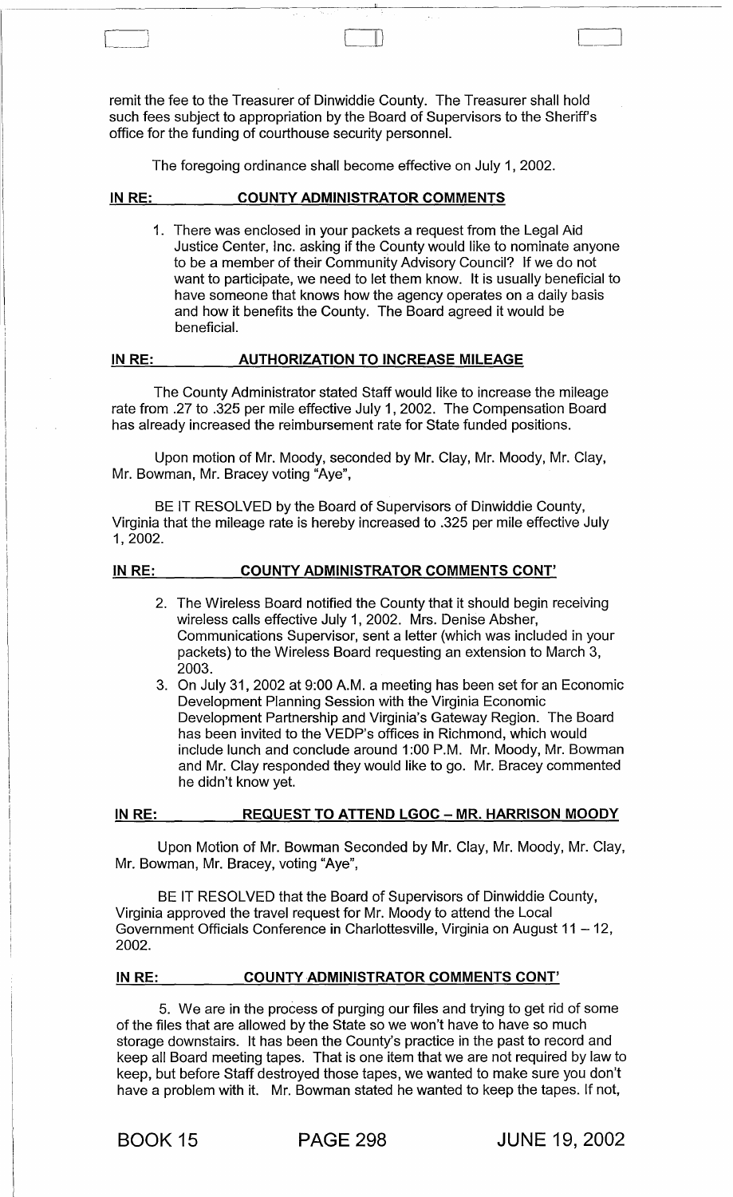remit the fee to the Treasurer of Dinwiddie County. The Treasurer shall hold such fees subject to appropriation by the Board of Supervisors to the Sheriff's office for the funding of courthouse security personnel.

The foregoing ordinance shall become effective on July 1, 2002.

**IN RE: COUNTY ADMINISTRATOR COMMENTS**

1. There was enclosed in your packets a request from the Legal Aid Justice Center, Inc. asking if the County would like to nominate anyone to be a member of their Community Advisory Council? If we do not want to participate, we need to let them know. It is usually beneficial to have someone that knows how the agency operates on a daily basis and how it benefits the County. The Board agreed it would be beneficial.

**IN RE: AUTHORIZATION TO INCREASE MILEAGE**

The County Administrator stated Staff would like to increase the mileage rate from .27 to .325 per mile effective July 1, 2002. The Compensation Board has already increased the reimbursement rate for State funded positions.

Upon motion of Mr. Moody, seconded by Mr. Clay, Mr. Moody, Mr. Clay, Mr. Bowman, Mr. Bracey voting "Aye",

BE IT RESOLVED by the Board of Supervisors of Dinwiddie County, Virginia that the mileage rate is hereby increased to .325 per mile effective July 1, 2002.

**IN RE: COUNTY ADMINISTRATOR COMMENTS CONT'**

2. The Wireless Board notified the County that it should begin receiving wireless calls effective July 1, 2002. Mrs. Denise Absher, Communications Supervisor, sent a letter (which was included in your packets) to the Wireless Board requesting an extension to March 3, 2003.
3. On July 31, 2002 at 9:00 A.M. a meeting has been set for an Economic Development Planning Session with the Virginia Economic Development Partnership and Virginia's Gateway Region. The Board has been invited to the VEDP's offices in Richmond, which would include lunch and conclude around 1:00 P.M. Mr. Moody, Mr. Bowman and Mr. Clay responded they would like to go. Mr. Bracey commented he didn't know yet.

**IN RE: REQUEST TO ATTEND LGOC – MR. HARRISON MOODY**

Upon Motion of Mr. Bowman Seconded by Mr. Clay, Mr. Moody, Mr. Clay, Mr. Bowman, Mr. Bracey, voting "Aye",

BE IT RESOLVED that the Board of Supervisors of Dinwiddie County, Virginia approved the travel request for Mr. Moody to attend the Local Government Officials Conference in Charlottesville, Virginia on August 11 – 12, 2002.

**IN RE: COUNTY ADMINISTRATOR COMMENTS CONT'**

5. We are in the process of purging our files and trying to get rid of some of the files that are allowed by the State so we won't have to have so much storage downstairs. It has been the County's practice in the past to record and keep all Board meeting tapes. That is one item that we are not required by law to keep, but before Staff destroyed those tapes, we wanted to make sure you don't have a problem with it. Mr. Bowman stated he wanted to keep the tapes. If not,

BOOK 15 PAGE 298 JUNE 19, 2002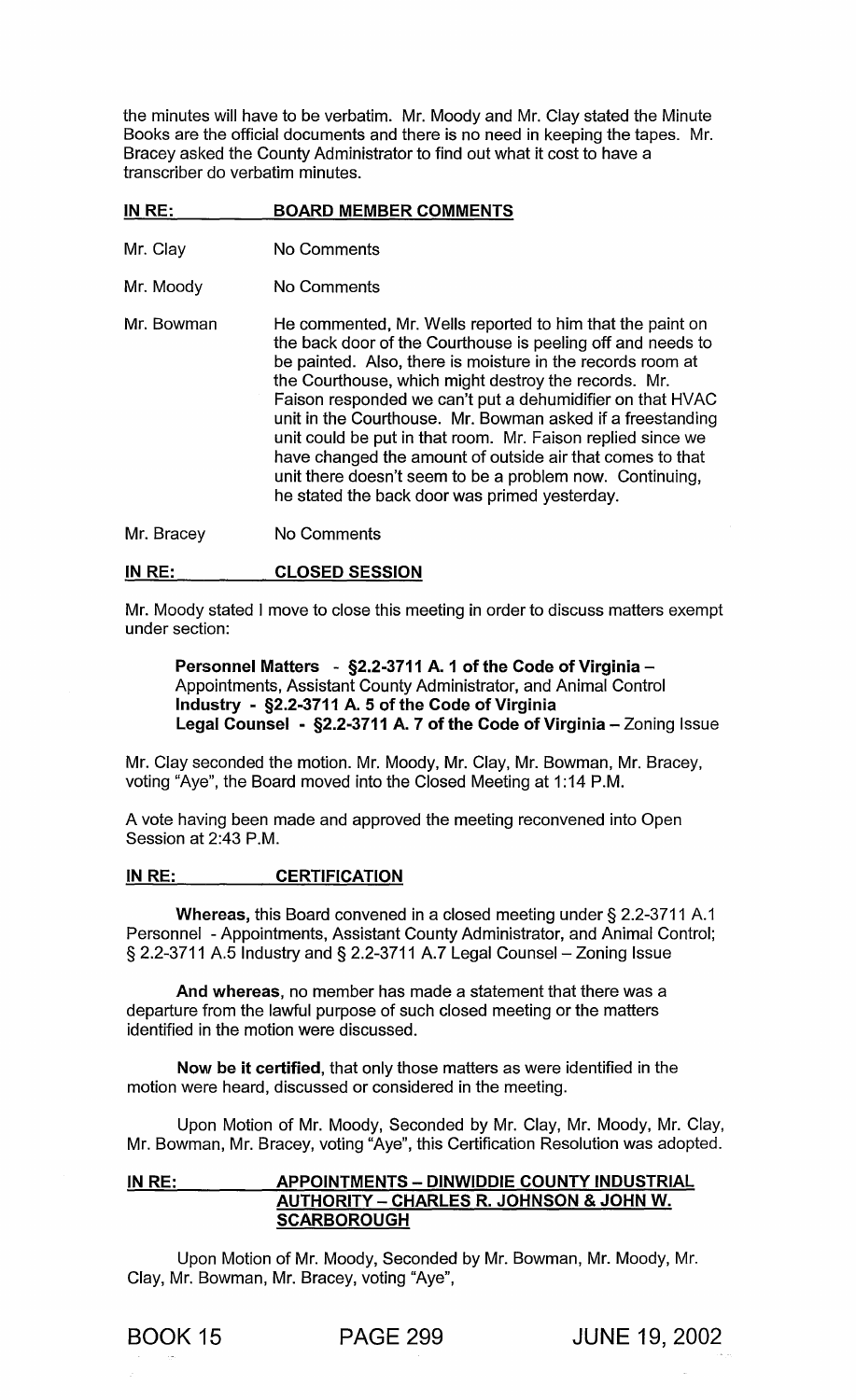the minutes will have to be verbatim. Mr. Moody and Mr. Clay stated the Minute Books are the official documents and there is no need in keeping the tapes. Mr. Bracey asked the County Administrator to find out what it cost to have a transcriber do verbatim minutes.

**IN RE: BOARD MEMBER COMMENTS**

Mr. Clay — No Comments

Mr. Moody — No Comments

Mr. Bowman — He commented, Mr. Wells reported to him that the paint on the back door of the Courthouse is peeling off and needs to be painted. Also, there is moisture in the records room at the Courthouse, which might destroy the records. Mr. Faison responded we can't put a dehumidifier on that HVAC unit in the Courthouse. Mr. Bowman asked if a freestanding unit could be put in that room. Mr. Faison replied since we have changed the amount of outside air that comes to that unit there doesn't seem to be a problem now. Continuing, he stated the back door was primed yesterday.

Mr. Bracey — No Comments

**IN RE: CLOSED SESSION**

Mr. Moody stated I move to close this meeting in order to discuss matters exempt under section:

> **Personnel Matters - §2.2-3711 A. 1 of the Code of Virginia** – Appointments, Assistant County Administrator, and Animal Control
> **Industry - §2.2-3711 A. 5 of the Code of Virginia**
> **Legal Counsel - §2.2-3711 A. 7 of the Code of Virginia** – Zoning Issue

Mr. Clay seconded the motion. Mr. Moody, Mr. Clay, Mr. Bowman, Mr. Bracey, voting "Aye", the Board moved into the Closed Meeting at 1:14 P.M.

A vote having been made and approved the meeting reconvened into Open Session at 2:43 P.M.

**IN RE: CERTIFICATION**

**Whereas,** this Board convened in a closed meeting under § 2.2-3711 A.1 Personnel - Appointments, Assistant County Administrator, and Animal Control; § 2.2-3711 A.5 Industry and § 2.2-3711 A.7 Legal Counsel – Zoning Issue

**And whereas,** no member has made a statement that there was a departure from the lawful purpose of such closed meeting or the matters identified in the motion were discussed.

**Now be it certified,** that only those matters as were identified in the motion were heard, discussed or considered in the meeting.

Upon Motion of Mr. Moody, Seconded by Mr. Clay, Mr. Moody, Mr. Clay, Mr. Bowman, Mr. Bracey, voting "Aye", this Certification Resolution was adopted.

**IN RE: APPOINTMENTS – DINWIDDIE COUNTY INDUSTRIAL AUTHORITY – CHARLES R. JOHNSON & JOHN W. SCARBOROUGH**

Upon Motion of Mr. Moody, Seconded by Mr. Bowman, Mr. Moody, Mr. Clay, Mr. Bowman, Mr. Bracey, voting "Aye",

BOOK 15 PAGE 299 JUNE 19, 2002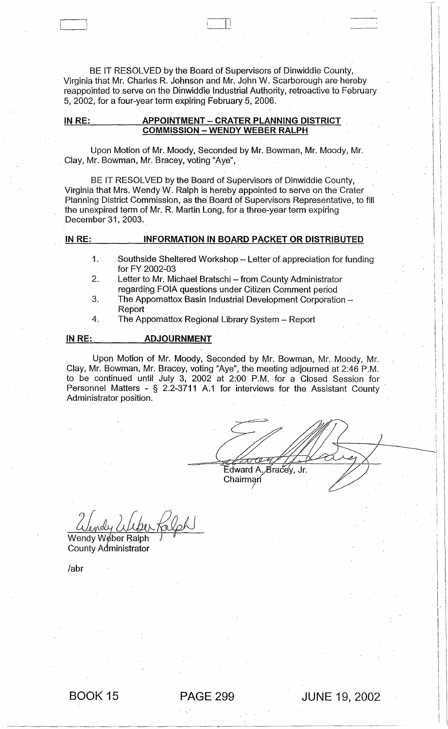BE IT RESOLVED by the Board of Supervisors of Dinwiddie County, Virginia that Mr. Charles R. Johnson and Mr. John W. Scarborough are hereby reappointed to serve on the Dinwiddie Industrial Authority, retroactive to February 5, 2002, for a four-year term expiring February 5, 2006.

**IN RE: APPOINTMENT – CRATER PLANNING DISTRICT COMMISSION – WENDY WEBER RALPH**

Upon Motion of Mr. Moody, Seconded by Mr. Bowman, Mr. Moody, Mr. Clay, Mr. Bowman, Mr. Bracey, voting "Aye",

BE IT RESOLVED by the Board of Supervisors of Dinwiddie County, Virginia that Mrs. Wendy W. Ralph is hereby appointed to serve on the Crater Planning District Commission, as the Board of Supervisors Representative, to fill the unexpired term of Mr. R. Martin Long, for a three-year term expiring December 31, 2003.

**IN RE: INFORMATION IN BOARD PACKET OR DISTRIBUTED**

1. Southside Sheltered Workshop – Letter of appreciation for funding for FY 2002-03
2. Letter to Mr. Michael Bratschi – from County Administrator regarding FOIA questions under Citizen Comment period
3. The Appomattox Basin Industrial Development Corporation – Report
4. The Appomattox Regional Library System – Report

**IN RE: ADJOURNMENT**

Upon Motion of Mr. Moody, Seconded by Mr. Bowman, Mr. Moody, Mr. Clay, Mr. Bowman, Mr. Bracey, voting "Aye", the meeting adjourned at 2:46 P.M. to be continued until July 3, 2002 at 2:00 P.M. for a Closed Session for Personnel Matters - § 2.2-3711 A.1 for interviews for the Assistant County Administrator position.

Edward A. Bracey, Jr.
Chairman

Wendy Weber Ralph
County Administrator

/abr

BOOK 15 PAGE 299 JUNE 19, 2002